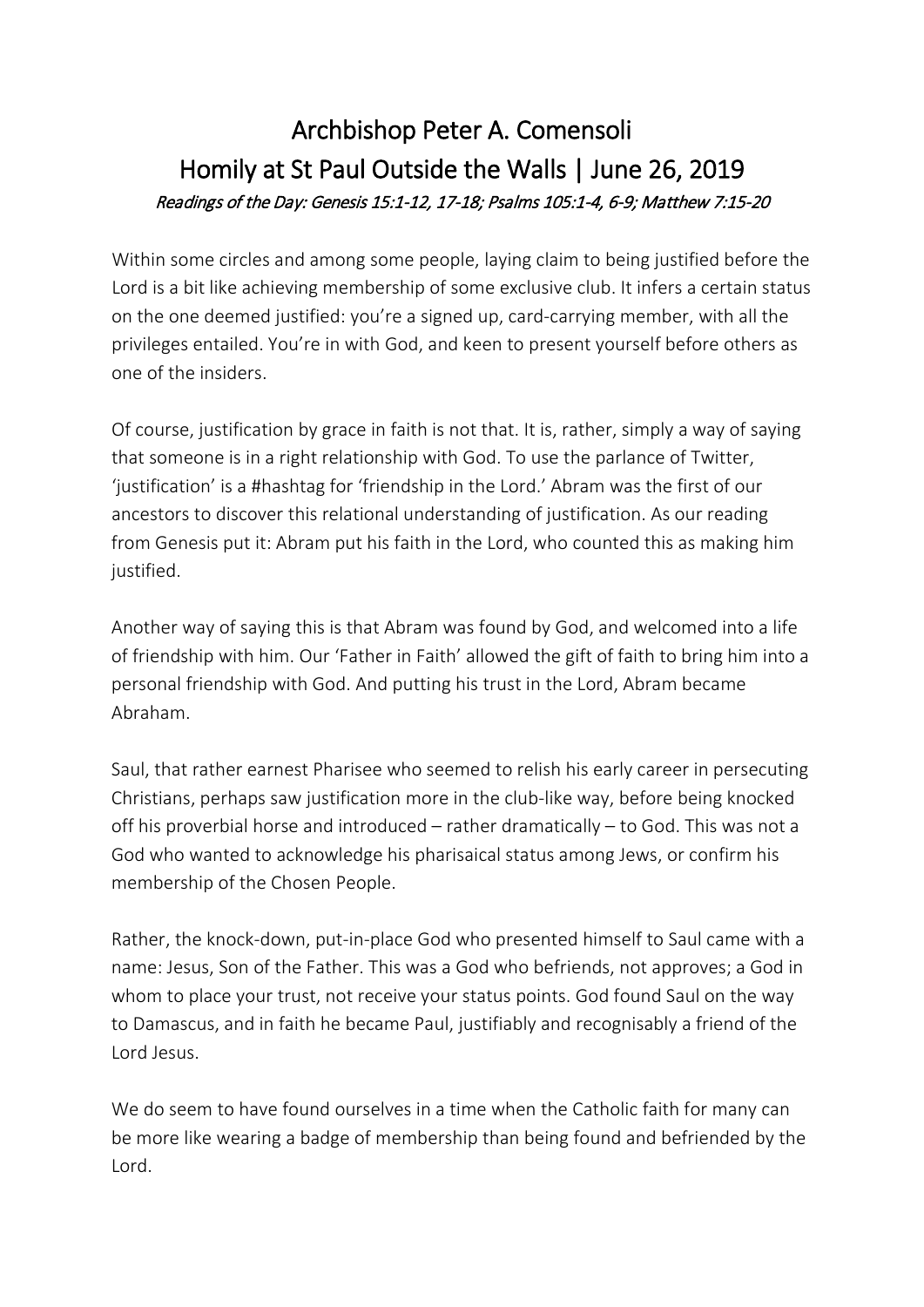# Archbishop Peter A. Comensoli
# Homily at St Paul Outside the Walls | June 26, 2019

*Readings of the Day: Genesis 15:1-12, 17-18; Psalms 105:1-4, 6-9; Matthew 7:15-20*

Within some circles and among some people, laying claim to being justified before the Lord is a bit like achieving membership of some exclusive club. It infers a certain status on the one deemed justified: you're a signed up, card-carrying member, with all the privileges entailed. You're in with God, and keen to present yourself before others as one of the insiders.

Of course, justification by grace in faith is not that. It is, rather, simply a way of saying that someone is in a right relationship with God. To use the parlance of Twitter, 'justification' is a #hashtag for 'friendship in the Lord.' Abram was the first of our ancestors to discover this relational understanding of justification. As our reading from Genesis put it: Abram put his faith in the Lord, who counted this as making him justified.

Another way of saying this is that Abram was found by God, and welcomed into a life of friendship with him. Our 'Father in Faith' allowed the gift of faith to bring him into a personal friendship with God. And putting his trust in the Lord, Abram became Abraham.

Saul, that rather earnest Pharisee who seemed to relish his early career in persecuting Christians, perhaps saw justification more in the club-like way, before being knocked off his proverbial horse and introduced – rather dramatically – to God. This was not a God who wanted to acknowledge his pharisaical status among Jews, or confirm his membership of the Chosen People.

Rather, the knock-down, put-in-place God who presented himself to Saul came with a name: Jesus, Son of the Father. This was a God who befriends, not approves; a God in whom to place your trust, not receive your status points. God found Saul on the way to Damascus, and in faith he became Paul, justifiably and recognisably a friend of the Lord Jesus.

We do seem to have found ourselves in a time when the Catholic faith for many can be more like wearing a badge of membership than being found and befriended by the Lord.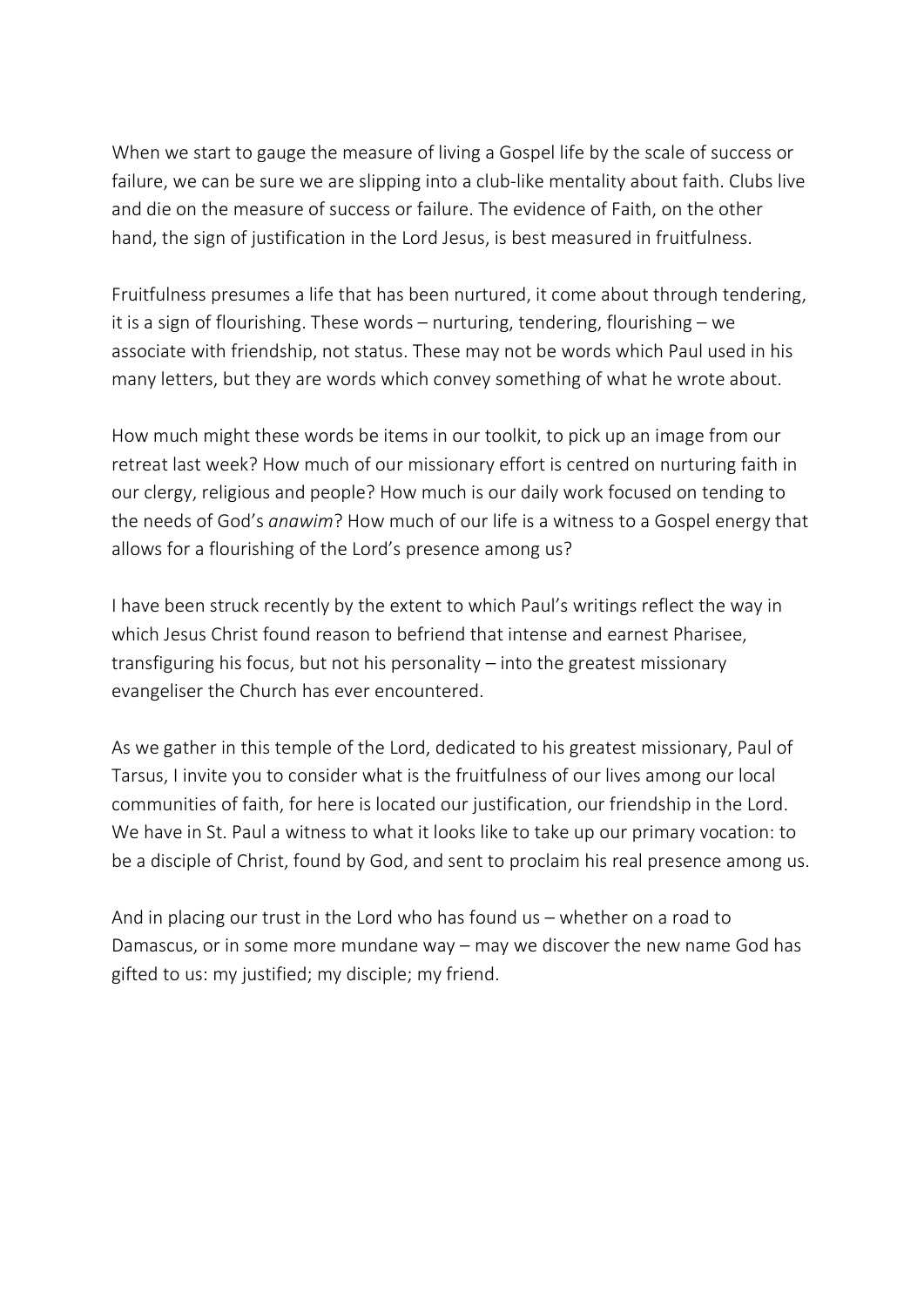When we start to gauge the measure of living a Gospel life by the scale of success or failure, we can be sure we are slipping into a club-like mentality about faith. Clubs live and die on the measure of success or failure. The evidence of Faith, on the other hand, the sign of justification in the Lord Jesus, is best measured in fruitfulness.

Fruitfulness presumes a life that has been nurtured, it come about through tendering, it is a sign of flourishing. These words – nurturing, tendering, flourishing – we associate with friendship, not status. These may not be words which Paul used in his many letters, but they are words which convey something of what he wrote about.

How much might these words be items in our toolkit, to pick up an image from our retreat last week? How much of our missionary effort is centred on nurturing faith in our clergy, religious and people? How much is our daily work focused on tending to the needs of God's *anawim*? How much of our life is a witness to a Gospel energy that allows for a flourishing of the Lord's presence among us?

I have been struck recently by the extent to which Paul's writings reflect the way in which Jesus Christ found reason to befriend that intense and earnest Pharisee, transfiguring his focus, but not his personality – into the greatest missionary evangeliser the Church has ever encountered.

As we gather in this temple of the Lord, dedicated to his greatest missionary, Paul of Tarsus, I invite you to consider what is the fruitfulness of our lives among our local communities of faith, for here is located our justification, our friendship in the Lord. We have in St. Paul a witness to what it looks like to take up our primary vocation: to be a disciple of Christ, found by God, and sent to proclaim his real presence among us.

And in placing our trust in the Lord who has found us – whether on a road to Damascus, or in some more mundane way – may we discover the new name God has gifted to us: my justified; my disciple; my friend.